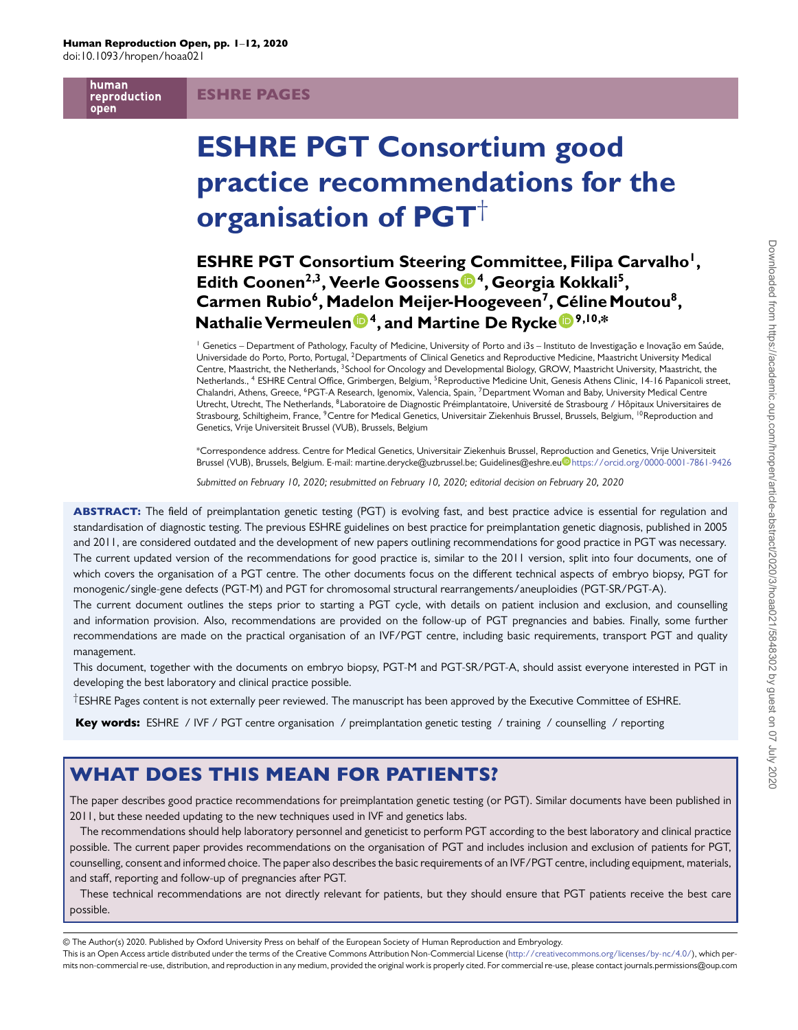ESHRE PAGES

# ESHRE PGT Consortium good practice recommendations for the organisation of PGT†

**ESHRE PGT Consortium Steering Committee, Filipa Carvalho[1], Edith Coonen[2,3], Veerle Goossens[4], Georgia Kokkali[5], Carmen Rubio[6], Madelon Meijer-Hoogeveen[7], Céline Moutou[8], Nathalie Vermeulen[4], and Martine De Rycke[9,10,*]**

[1] Genetics – Department of Pathology, Faculty of Medicine, University of Porto and i3s – Instituto de Investigação e Inovação em Saúde, Universidade do Porto, Porto, Portugal, [2]Departments of Clinical Genetics and Reproductive Medicine, Maastricht University Medical Centre, Maastricht, the Netherlands, [3]School for Oncology and Developmental Biology, GROW, Maastricht University, Maastricht, the Netherlands., [4] ESHRE Central Office, Grimbergen, Belgium, [5]Reproductive Medicine Unit, Genesis Athens Clinic, 14-16 Papanicoli street, Chalandri, Athens, Greece, [6]PGT-A Research, Igenomix, Valencia, Spain, [7]Department Woman and Baby, University Medical Centre Utrecht, Utrecht, The Netherlands, [8]Laboratoire de Diagnostic Préimplantatoire, Université de Strasbourg / Hôpitaux Universitaires de Strasbourg, Schiltigheim, France, [9]Centre for Medical Genetics, Universitair Ziekenhuis Brussel, Brussels, Belgium, [10]Reproduction and Genetics, Vrije Universiteit Brussel (VUB), Brussels, Belgium

*Correspondence address. Centre for Medical Genetics, Universitair Ziekenhuis Brussel, Reproduction and Genetics, Vrije Universiteit Brussel (VUB), Brussels, Belgium. E-mail: martine.derycke@uzbrussel.be; Guidelines@eshre.eu https://orcid.org/0000-0001-7861-9426

*Submitted on February 10, 2020; resubmitted on February 10, 2020; editorial decision on February 20, 2020*

**ABSTRACT:** The field of preimplantation genetic testing (PGT) is evolving fast, and best practice advice is essential for regulation and standardisation of diagnostic testing. The previous ESHRE guidelines on best practice for preimplantation genetic diagnosis, published in 2005 and 2011, are considered outdated and the development of new papers outlining recommendations for good practice in PGT was necessary. The current updated version of the recommendations for good practice is, similar to the 2011 version, split into four documents, one of which covers the organisation of a PGT centre. The other documents focus on the different technical aspects of embryo biopsy, PGT for monogenic/single-gene defects (PGT-M) and PGT for chromosomal structural rearrangements/aneuploidies (PGT-SR/PGT-A).

The current document outlines the steps prior to starting a PGT cycle, with details on patient inclusion and exclusion, and counselling and information provision. Also, recommendations are provided on the follow-up of PGT pregnancies and babies. Finally, some further recommendations are made on the practical organisation of an IVF/PGT centre, including basic requirements, transport PGT and quality management.

This document, together with the documents on embryo biopsy, PGT-M and PGT-SR/PGT-A, should assist everyone interested in PGT in developing the best laboratory and clinical practice possible.

†ESHRE Pages content is not externally peer reviewed. The manuscript has been approved by the Executive Committee of ESHRE.

**Key words:** ESHRE / IVF / PGT centre organisation / preimplantation genetic testing / training / counselling / reporting

## WHAT DOES THIS MEAN FOR PATIENTS?

The paper describes good practice recommendations for preimplantation genetic testing (or PGT). Similar documents have been published in 2011, but these needed updating to the new techniques used in IVF and genetics labs.

The recommendations should help laboratory personnel and geneticist to perform PGT according to the best laboratory and clinical practice possible. The current paper provides recommendations on the organisation of PGT and includes inclusion and exclusion of patients for PGT, counselling, consent and informed choice. The paper also describes the basic requirements of an IVF/PGT centre, including equipment, materials, and staff, reporting and follow-up of pregnancies after PGT.

These technical recommendations are not directly relevant for patients, but they should ensure that PGT patients receive the best care possible.

© The Author(s) 2020. Published by Oxford University Press on behalf of the European Society of Human Reproduction and Embryology.
This is an Open Access article distributed under the terms of the Creative Commons Attribution Non-Commercial License (http://creativecommons.org/licenses/by-nc/4.0/), which permits non-commercial re-use, distribution, and reproduction in any medium, provided the original work is properly cited. For commercial re-use, please contact journals.permissions@oup.com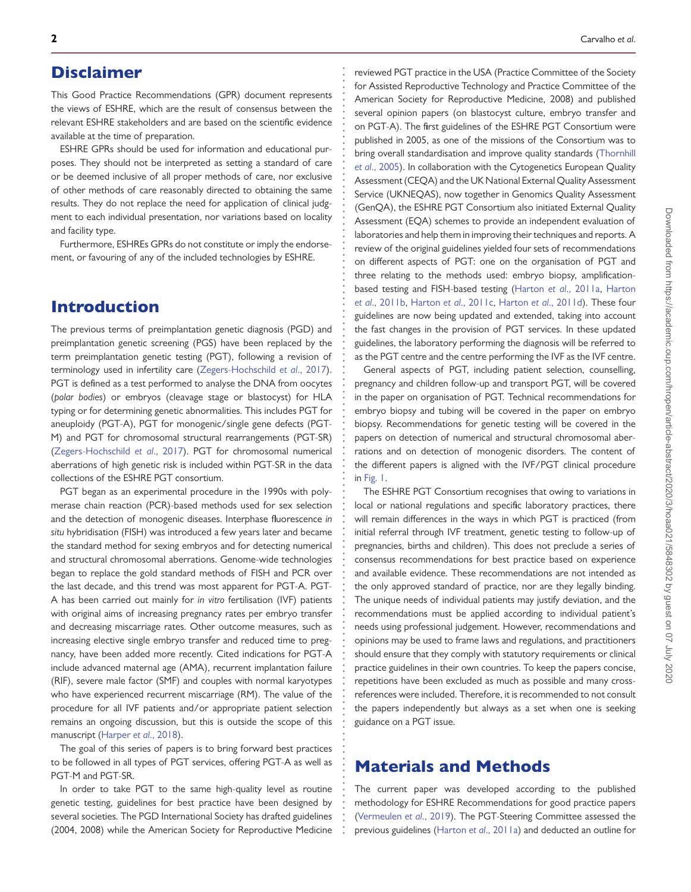## Disclaimer

This Good Practice Recommendations (GPR) document represents the views of ESHRE, which are the result of consensus between the relevant ESHRE stakeholders and are based on the scientific evidence available at the time of preparation.

ESHRE GPRs should be used for information and educational purposes. They should not be interpreted as setting a standard of care or be deemed inclusive of all proper methods of care, nor exclusive of other methods of care reasonably directed to obtaining the same results. They do not replace the need for application of clinical judgment to each individual presentation, nor variations based on locality and facility type.

Furthermore, ESHREs GPRs do not constitute or imply the endorsement, or favouring of any of the included technologies by ESHRE.

## Introduction

The previous terms of preimplantation genetic diagnosis (PGD) and preimplantation genetic screening (PGS) have been replaced by the term preimplantation genetic testing (PGT), following a revision of terminology used in infertility care (Zegers-Hochschild *et al*., 2017). PGT is defined as a test performed to analyse the DNA from oocytes (*polar bodies*) or embryos (cleavage stage or blastocyst) for HLA typing or for determining genetic abnormalities. This includes PGT for aneuploidy (PGT-A), PGT for monogenic/single gene defects (PGT-M) and PGT for chromosomal structural rearrangements (PGT-SR) (Zegers-Hochschild *et al*., 2017). PGT for chromosomal numerical aberrations of high genetic risk is included within PGT-SR in the data collections of the ESHRE PGT consortium.

PGT began as an experimental procedure in the 1990s with polymerase chain reaction (PCR)-based methods used for sex selection and the detection of monogenic diseases. Interphase fluorescence *in situ* hybridisation (FISH) was introduced a few years later and became the standard method for sexing embryos and for detecting numerical and structural chromosomal aberrations. Genome-wide technologies began to replace the gold standard methods of FISH and PCR over the last decade, and this trend was most apparent for PGT-A. PGT-A has been carried out mainly for *in vitro* fertilisation (IVF) patients with original aims of increasing pregnancy rates per embryo transfer and decreasing miscarriage rates. Other outcome measures, such as increasing elective single embryo transfer and reduced time to pregnancy, have been added more recently. Cited indications for PGT-A include advanced maternal age (AMA), recurrent implantation failure (RIF), severe male factor (SMF) and couples with normal karyotypes who have experienced recurrent miscarriage (RM). The value of the procedure for all IVF patients and/or appropriate patient selection remains an ongoing discussion, but this is outside the scope of this manuscript (Harper *et al*., 2018).

The goal of this series of papers is to bring forward best practices to be followed in all types of PGT services, offering PGT-A as well as PGT-M and PGT-SR.

In order to take PGT to the same high-quality level as routine genetic testing, guidelines for best practice have been designed by several societies. The PGD International Society has drafted guidelines (2004, 2008) while the American Society for Reproductive Medicine reviewed PGT practice in the USA (Practice Committee of the Society for Assisted Reproductive Technology and Practice Committee of the American Society for Reproductive Medicine, 2008) and published several opinion papers (on blastocyst culture, embryo transfer and on PGT-A). The first guidelines of the ESHRE PGT Consortium were published in 2005, as one of the missions of the Consortium was to bring overall standardisation and improve quality standards (Thornhill *et al*., 2005). In collaboration with the Cytogenetics European Quality Assessment (CEQA) and the UK National External Quality Assessment Service (UKNEQAS), now together in Genomics Quality Assessment (GenQA), the ESHRE PGT Consortium also initiated External Quality Assessment (EQA) schemes to provide an independent evaluation of laboratories and help them in improving their techniques and reports. A review of the original guidelines yielded four sets of recommendations on different aspects of PGT: one on the organisation of PGT and three relating to the methods used: embryo biopsy, amplification-based testing and FISH-based testing (Harton *et al*., 2011a, Harton *et al*., 2011b, Harton *et al*., 2011c, Harton *et al*., 2011d). These four guidelines are now being updated and extended, taking into account the fast changes in the provision of PGT services. In these updated guidelines, the laboratory performing the diagnosis will be referred to as the PGT centre and the centre performing the IVF as the IVF centre.

General aspects of PGT, including patient selection, counselling, pregnancy and children follow-up and transport PGT, will be covered in the paper on organisation of PGT. Technical recommendations for embryo biopsy and tubing will be covered in the paper on embryo biopsy. Recommendations for genetic testing will be covered in the papers on detection of numerical and structural chromosomal aberrations and on detection of monogenic disorders. The content of the different papers is aligned with the IVF/PGT clinical procedure in Fig. 1.

The ESHRE PGT Consortium recognises that owing to variations in local or national regulations and specific laboratory practices, there will remain differences in the ways in which PGT is practiced (from initial referral through IVF treatment, genetic testing to follow-up of pregnancies, births and children). This does not preclude a series of consensus recommendations for best practice based on experience and available evidence. These recommendations are not intended as the only approved standard of practice, nor are they legally binding. The unique needs of individual patients may justify deviation, and the recommendations must be applied according to individual patient's needs using professional judgement. However, recommendations and opinions may be used to frame laws and regulations, and practitioners should ensure that they comply with statutory requirements or clinical practice guidelines in their own countries. To keep the papers concise, repetitions have been excluded as much as possible and many cross-references were included. Therefore, it is recommended to not consult the papers independently but always as a set when one is seeking guidance on a PGT issue.

## Materials and Methods

The current paper was developed according to the published methodology for ESHRE Recommendations for good practice papers (Vermeulen *et al*., 2019). The PGT-Steering Committee assessed the previous guidelines (Harton *et al*., 2011a) and deducted an outline for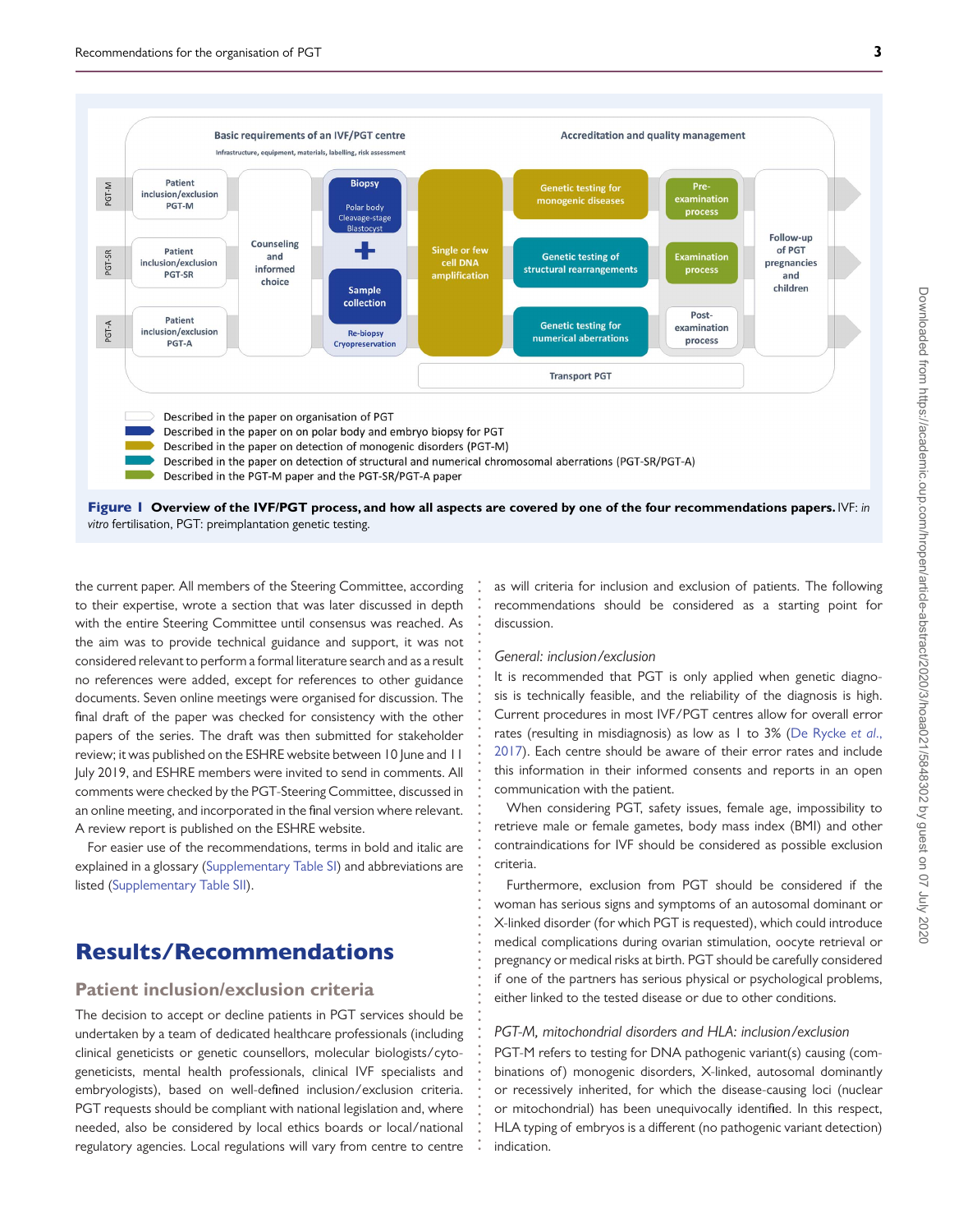Figure 1 **Overview of the IVF/PGT process, and how all aspects are covered by one of the four recommendations papers.** IVF: *in vitro* fertilisation, PGT: preimplantation genetic testing.

the current paper. All members of the Steering Committee, according to their expertise, wrote a section that was later discussed in depth with the entire Steering Committee until consensus was reached. As the aim was to provide technical guidance and support, it was not considered relevant to perform a formal literature search and as a result no references were added, except for references to other guidance documents. Seven online meetings were organised for discussion. The final draft of the paper was checked for consistency with the other papers of the series. The draft was then submitted for stakeholder review; it was published on the ESHRE website between 10 June and 11 July 2019, and ESHRE members were invited to send in comments. All comments were checked by the PGT-Steering Committee, discussed in an online meeting, and incorporated in the final version where relevant. A review report is published on the ESHRE website.

For easier use of the recommendations, terms in bold and italic are explained in a glossary (Supplementary Table SI) and abbreviations are listed (Supplementary Table SII).

# Results/Recommendations

## Patient inclusion/exclusion criteria

The decision to accept or decline patients in PGT services should be undertaken by a team of dedicated healthcare professionals (including clinical geneticists or genetic counsellors, molecular biologists/cytogeneticists, mental health professionals, clinical IVF specialists and embryologists), based on well-defined inclusion/exclusion criteria. PGT requests should be compliant with national legislation and, where needed, also be considered by local ethics boards or local/national regulatory agencies. Local regulations will vary from centre to centre as will criteria for inclusion and exclusion of patients. The following recommendations should be considered as a starting point for discussion.

### *General: inclusion/exclusion*

It is recommended that PGT is only applied when genetic diagnosis is technically feasible, and the reliability of the diagnosis is high. Current procedures in most IVF/PGT centres allow for overall error rates (resulting in misdiagnosis) as low as 1 to 3% (De Rycke *et al.*, 2017). Each centre should be aware of their error rates and include this information in their informed consents and reports in an open communication with the patient.

When considering PGT, safety issues, female age, impossibility to retrieve male or female gametes, body mass index (BMI) and other contraindications for IVF should be considered as possible exclusion criteria.

Furthermore, exclusion from PGT should be considered if the woman has serious signs and symptoms of an autosomal dominant or X-linked disorder (for which PGT is requested), which could introduce medical complications during ovarian stimulation, oocyte retrieval or pregnancy or medical risks at birth. PGT should be carefully considered if one of the partners has serious physical or psychological problems, either linked to the tested disease or due to other conditions.

### *PGT-M, mitochondrial disorders and HLA: inclusion/exclusion*

PGT-M refers to testing for DNA pathogenic variant(s) causing (combinations of) monogenic disorders, X-linked, autosomal dominantly or recessively inherited, for which the disease-causing loci (nuclear or mitochondrial) has been unequivocally identified. In this respect, HLA typing of embryos is a different (no pathogenic variant detection) indication.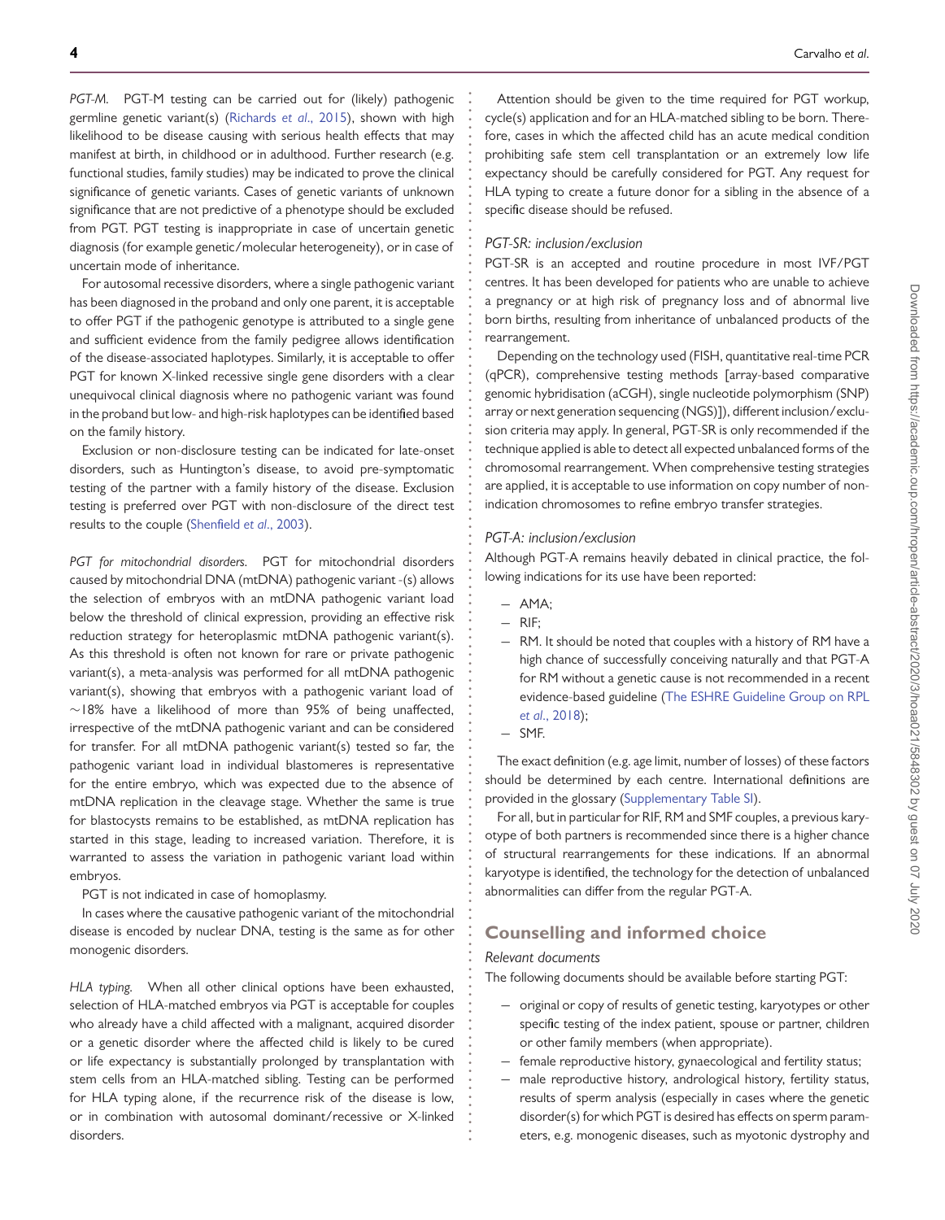*PGT-M.* PGT-M testing can be carried out for (likely) pathogenic germline genetic variant(s) (Richards *et al.*, 2015), shown with high likelihood to be disease causing with serious health effects that may manifest at birth, in childhood or in adulthood. Further research (e.g. functional studies, family studies) may be indicated to prove the clinical significance of genetic variants. Cases of genetic variants of unknown significance that are not predictive of a phenotype should be excluded from PGT. PGT testing is inappropriate in case of uncertain genetic diagnosis (for example genetic/molecular heterogeneity), or in case of uncertain mode of inheritance.

For autosomal recessive disorders, where a single pathogenic variant has been diagnosed in the proband and only one parent, it is acceptable to offer PGT if the pathogenic genotype is attributed to a single gene and sufficient evidence from the family pedigree allows identification of the disease-associated haplotypes. Similarly, it is acceptable to offer PGT for known X-linked recessive single gene disorders with a clear unequivocal clinical diagnosis where no pathogenic variant was found in the proband but low- and high-risk haplotypes can be identified based on the family history.

Exclusion or non-disclosure testing can be indicated for late-onset disorders, such as Huntington's disease, to avoid pre-symptomatic testing of the partner with a family history of the disease. Exclusion testing is preferred over PGT with non-disclosure of the direct test results to the couple (Shenfield *et al.*, 2003).

*PGT for mitochondrial disorders.* PGT for mitochondrial disorders caused by mitochondrial DNA (mtDNA) pathogenic variant -(s) allows the selection of embryos with an mtDNA pathogenic variant load below the threshold of clinical expression, providing an effective risk reduction strategy for heteroplasmic mtDNA pathogenic variant(s). As this threshold is often not known for rare or private pathogenic variant(s), a meta-analysis was performed for all mtDNA pathogenic variant(s), showing that embryos with a pathogenic variant load of ~18% have a likelihood of more than 95% of being unaffected, irrespective of the mtDNA pathogenic variant and can be considered for transfer. For all mtDNA pathogenic variant(s) tested so far, the pathogenic variant load in individual blastomeres is representative for the entire embryo, which was expected due to the absence of mtDNA replication in the cleavage stage. Whether the same is true for blastocysts remains to be established, as mtDNA replication has started in this stage, leading to increased variation. Therefore, it is warranted to assess the variation in pathogenic variant load within embryos.

PGT is not indicated in case of homoplasmy.

In cases where the causative pathogenic variant of the mitochondrial disease is encoded by nuclear DNA, testing is the same as for other monogenic disorders.

*HLA typing.* When all other clinical options have been exhausted, selection of HLA-matched embryos via PGT is acceptable for couples who already have a child affected with a malignant, acquired disorder or a genetic disorder where the affected child is likely to be cured or life expectancy is substantially prolonged by transplantation with stem cells from an HLA-matched sibling. Testing can be performed for HLA typing alone, if the recurrence risk of the disease is low, or in combination with autosomal dominant/recessive or X-linked disorders.

Attention should be given to the time required for PGT workup, cycle(s) application and for an HLA-matched sibling to be born. Therefore, cases in which the affected child has an acute medical condition prohibiting safe stem cell transplantation or an extremely low life expectancy should be carefully considered for PGT. Any request for HLA typing to create a future donor for a sibling in the absence of a specific disease should be refused.

*PGT-SR: inclusion/exclusion*

PGT-SR is an accepted and routine procedure in most IVF/PGT centres. It has been developed for patients who are unable to achieve a pregnancy or at high risk of pregnancy loss and of abnormal live born births, resulting from inheritance of unbalanced products of the rearrangement.

Depending on the technology used (FISH, quantitative real-time PCR (qPCR), comprehensive testing methods [array-based comparative genomic hybridisation (aCGH), single nucleotide polymorphism (SNP) array or next generation sequencing (NGS)]), different inclusion/exclusion criteria may apply. In general, PGT-SR is only recommended if the technique applied is able to detect all expected unbalanced forms of the chromosomal rearrangement. When comprehensive testing strategies are applied, it is acceptable to use information on copy number of non-indication chromosomes to refine embryo transfer strategies.

*PGT-A: inclusion/exclusion*

Although PGT-A remains heavily debated in clinical practice, the following indications for its use have been reported:

- AMA;
- RIF;
- RM. It should be noted that couples with a history of RM have a high chance of successfully conceiving naturally and that PGT-A for RM without a genetic cause is not recommended in a recent evidence-based guideline (The ESHRE Guideline Group on RPL *et al.*, 2018);
- SMF.

The exact definition (e.g. age limit, number of losses) of these factors should be determined by each centre. International definitions are provided in the glossary (Supplementary Table SI).

For all, but in particular for RIF, RM and SMF couples, a previous karyotype of both partners is recommended since there is a higher chance of structural rearrangements for these indications. If an abnormal karyotype is identified, the technology for the detection of unbalanced abnormalities can differ from the regular PGT-A.

## Counselling and informed choice

*Relevant documents*

The following documents should be available before starting PGT:

- original or copy of results of genetic testing, karyotypes or other specific testing of the index patient, spouse or partner, children or other family members (when appropriate).
- female reproductive history, gynaecological and fertility status;
- male reproductive history, andrological history, fertility status, results of sperm analysis (especially in cases where the genetic disorder(s) for which PGT is desired has effects on sperm parameters, e.g. monogenic diseases, such as myotonic dystrophy and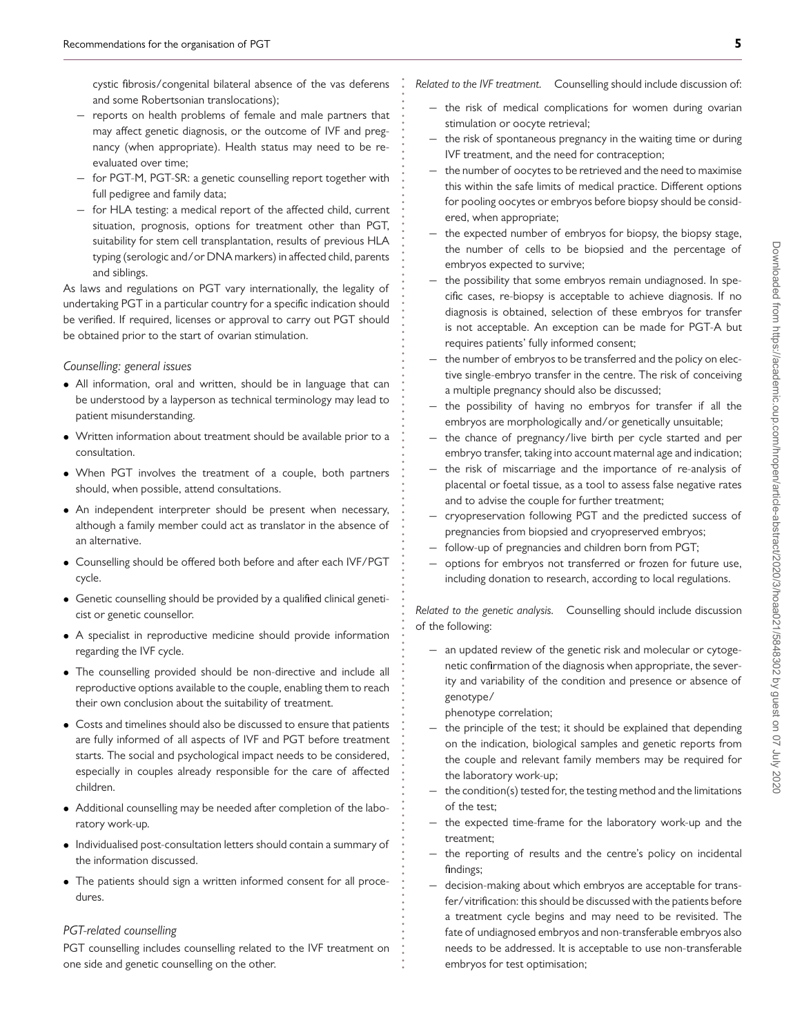cystic fibrosis/congenital bilateral absence of the vas deferens and some Robertsonian translocations);

- reports on health problems of female and male partners that may affect genetic diagnosis, or the outcome of IVF and pregnancy (when appropriate). Health status may need to be re-evaluated over time;
- for PGT-M, PGT-SR: a genetic counselling report together with full pedigree and family data;
- for HLA testing: a medical report of the affected child, current situation, prognosis, options for treatment other than PGT, suitability for stem cell transplantation, results of previous HLA typing (serologic and/or DNA markers) in affected child, parents and siblings.

As laws and regulations on PGT vary internationally, the legality of undertaking PGT in a particular country for a specific indication should be verified. If required, licenses or approval to carry out PGT should be obtained prior to the start of ovarian stimulation.

*Counselling: general issues*

- All information, oral and written, should be in language that can be understood by a layperson as technical terminology may lead to patient misunderstanding.
- Written information about treatment should be available prior to a consultation.
- When PGT involves the treatment of a couple, both partners should, when possible, attend consultations.
- An independent interpreter should be present when necessary, although a family member could act as translator in the absence of an alternative.
- Counselling should be offered both before and after each IVF/PGT cycle.
- Genetic counselling should be provided by a qualified clinical geneticist or genetic counsellor.
- A specialist in reproductive medicine should provide information regarding the IVF cycle.
- The counselling provided should be non-directive and include all reproductive options available to the couple, enabling them to reach their own conclusion about the suitability of treatment.
- Costs and timelines should also be discussed to ensure that patients are fully informed of all aspects of IVF and PGT before treatment starts. The social and psychological impact needs to be considered, especially in couples already responsible for the care of affected children.
- Additional counselling may be needed after completion of the laboratory work-up.
- Individualised post-consultation letters should contain a summary of the information discussed.
- The patients should sign a written informed consent for all procedures.

*PGT-related counselling*

PGT counselling includes counselling related to the IVF treatment on one side and genetic counselling on the other.

*Related to the IVF treatment.* Counselling should include discussion of:

- the risk of medical complications for women during ovarian stimulation or oocyte retrieval;
- the risk of spontaneous pregnancy in the waiting time or during IVF treatment, and the need for contraception;
- the number of oocytes to be retrieved and the need to maximise this within the safe limits of medical practice. Different options for pooling oocytes or embryos before biopsy should be considered, when appropriate;
- the expected number of embryos for biopsy, the biopsy stage, the number of cells to be biopsied and the percentage of embryos expected to survive;
- the possibility that some embryos remain undiagnosed. In specific cases, re-biopsy is acceptable to achieve diagnosis. If no diagnosis is obtained, selection of these embryos for transfer is not acceptable. An exception can be made for PGT-A but requires patients' fully informed consent;
- the number of embryos to be transferred and the policy on elective single-embryo transfer in the centre. The risk of conceiving a multiple pregnancy should also be discussed;
- the possibility of having no embryos for transfer if all the embryos are morphologically and/or genetically unsuitable;
- the chance of pregnancy/live birth per cycle started and per embryo transfer, taking into account maternal age and indication;
- the risk of miscarriage and the importance of re-analysis of placental or foetal tissue, as a tool to assess false negative rates and to advise the couple for further treatment;
- cryopreservation following PGT and the predicted success of pregnancies from biopsied and cryopreserved embryos;
- follow-up of pregnancies and children born from PGT;
- options for embryos not transferred or frozen for future use, including donation to research, according to local regulations.

*Related to the genetic analysis.* Counselling should include discussion of the following:

- an updated review of the genetic risk and molecular or cytogenetic confirmation of the diagnosis when appropriate, the severity and variability of the condition and presence or absence of genotype/phenotype correlation;
- the principle of the test; it should be explained that depending on the indication, biological samples and genetic reports from the couple and relevant family members may be required for the laboratory work-up;
- the condition(s) tested for, the testing method and the limitations of the test;
- the expected time-frame for the laboratory work-up and the treatment;
- the reporting of results and the centre's policy on incidental findings;
- decision-making about which embryos are acceptable for transfer/vitrification: this should be discussed with the patients before a treatment cycle begins and may need to be revisited. The fate of undiagnosed embryos and non-transferable embryos also needs to be addressed. It is acceptable to use non-transferable embryos for test optimisation;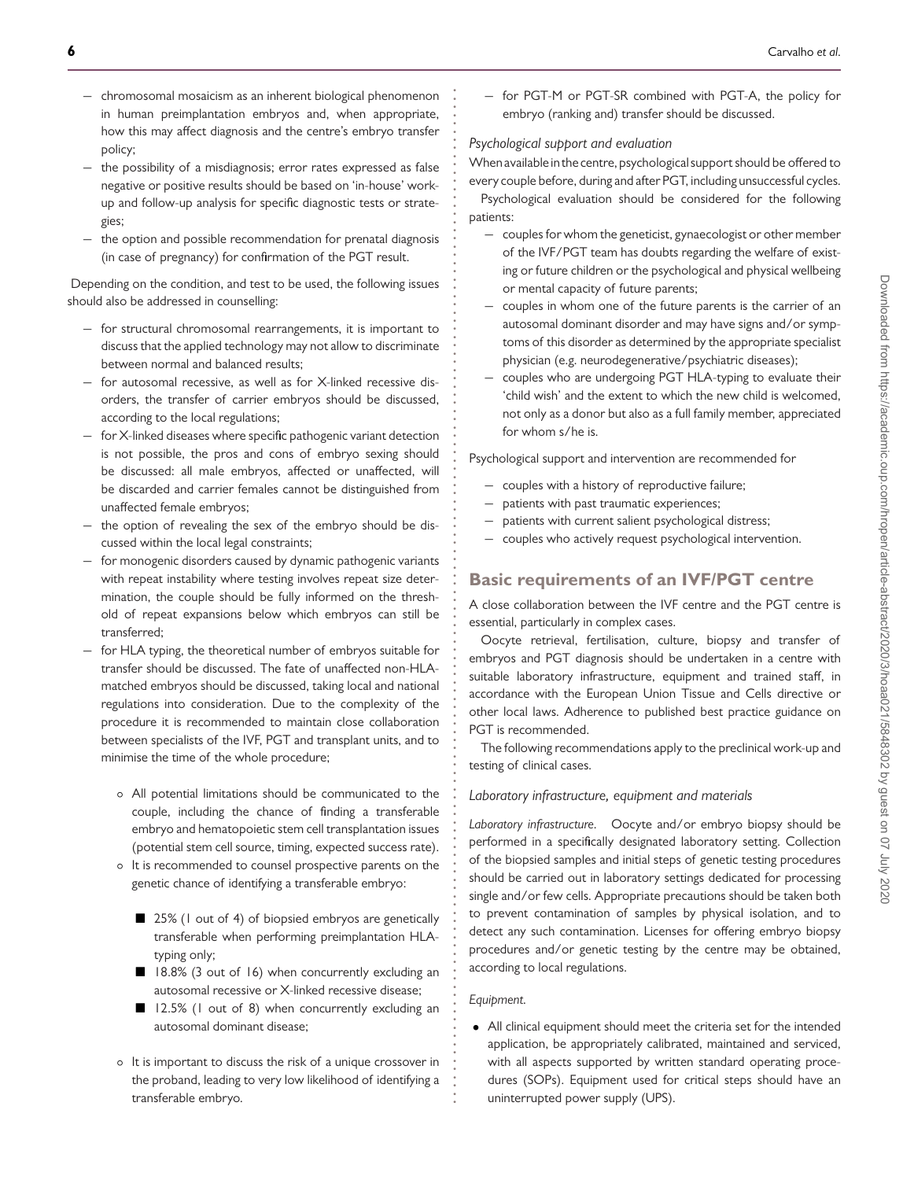- chromosomal mosaicism as an inherent biological phenomenon in human preimplantation embryos and, when appropriate, how this may affect diagnosis and the centre's embryo transfer policy;
- the possibility of a misdiagnosis; error rates expressed as false negative or positive results should be based on 'in-house' work-up and follow-up analysis for specific diagnostic tests or strategies;
- the option and possible recommendation for prenatal diagnosis (in case of pregnancy) for confirmation of the PGT result.

Depending on the condition, and test to be used, the following issues should also be addressed in counselling:

- for structural chromosomal rearrangements, it is important to discuss that the applied technology may not allow to discriminate between normal and balanced results;
- for autosomal recessive, as well as for X-linked recessive disorders, the transfer of carrier embryos should be discussed, according to the local regulations;
- for X-linked diseases where specific pathogenic variant detection is not possible, the pros and cons of embryo sexing should be discussed: all male embryos, affected or unaffected, will be discarded and carrier females cannot be distinguished from unaffected female embryos;
- the option of revealing the sex of the embryo should be discussed within the local legal constraints;
- for monogenic disorders caused by dynamic pathogenic variants with repeat instability where testing involves repeat size determination, the couple should be fully informed on the threshold of repeat expansions below which embryos can still be transferred;
- for HLA typing, the theoretical number of embryos suitable for transfer should be discussed. The fate of unaffected non-HLA-matched embryos should be discussed, taking local and national regulations into consideration. Due to the complexity of the procedure it is recommended to maintain close collaboration between specialists of the IVF, PGT and transplant units, and to minimise the time of the whole procedure;
    - All potential limitations should be communicated to the couple, including the chance of finding a transferable embryo and hematopoietic stem cell transplantation issues (potential stem cell source, timing, expected success rate).
    - It is recommended to counsel prospective parents on the genetic chance of identifying a transferable embryo:
        - 25% (1 out of 4) of biopsied embryos are genetically transferable when performing preimplantation HLA-typing only;
        - 18.8% (3 out of 16) when concurrently excluding an autosomal recessive or X-linked recessive disease;
        - 12.5% (1 out of 8) when concurrently excluding an autosomal dominant disease;
    - It is important to discuss the risk of a unique crossover in the proband, leading to very low likelihood of identifying a transferable embryo.
- for PGT-M or PGT-SR combined with PGT-A, the policy for embryo (ranking and) transfer should be discussed.

*Psychological support and evaluation*

When available in the centre, psychological support should be offered to every couple before, during and after PGT, including unsuccessful cycles.

Psychological evaluation should be considered for the following patients:

- couples for whom the geneticist, gynaecologist or other member of the IVF/PGT team has doubts regarding the welfare of existing or future children or the psychological and physical wellbeing or mental capacity of future parents;
- couples in whom one of the future parents is the carrier of an autosomal dominant disorder and may have signs and/or symptoms of this disorder as determined by the appropriate specialist physician (e.g. neurodegenerative/psychiatric diseases);
- couples who are undergoing PGT HLA-typing to evaluate their 'child wish' and the extent to which the new child is welcomed, not only as a donor but also as a full family member, appreciated for whom s/he is.

Psychological support and intervention are recommended for

- couples with a history of reproductive failure;
- patients with past traumatic experiences;
- patients with current salient psychological distress;
- couples who actively request psychological intervention.

## Basic requirements of an IVF/PGT centre

A close collaboration between the IVF centre and the PGT centre is essential, particularly in complex cases.

Oocyte retrieval, fertilisation, culture, biopsy and transfer of embryos and PGT diagnosis should be undertaken in a centre with suitable laboratory infrastructure, equipment and trained staff, in accordance with the European Union Tissue and Cells directive or other local laws. Adherence to published best practice guidance on PGT is recommended.

The following recommendations apply to the preclinical work-up and testing of clinical cases.

*Laboratory infrastructure, equipment and materials*

*Laboratory infrastructure.* Oocyte and/or embryo biopsy should be performed in a specifically designated laboratory setting. Collection of the biopsied samples and initial steps of genetic testing procedures should be carried out in laboratory settings dedicated for processing single and/or few cells. Appropriate precautions should be taken both to prevent contamination of samples by physical isolation, and to detect any such contamination. Licenses for offering embryo biopsy procedures and/or genetic testing by the centre may be obtained, according to local regulations.

*Equipment.*

- All clinical equipment should meet the criteria set for the intended application, be appropriately calibrated, maintained and serviced, with all aspects supported by written standard operating procedures (SOPs). Equipment used for critical steps should have an uninterrupted power supply (UPS).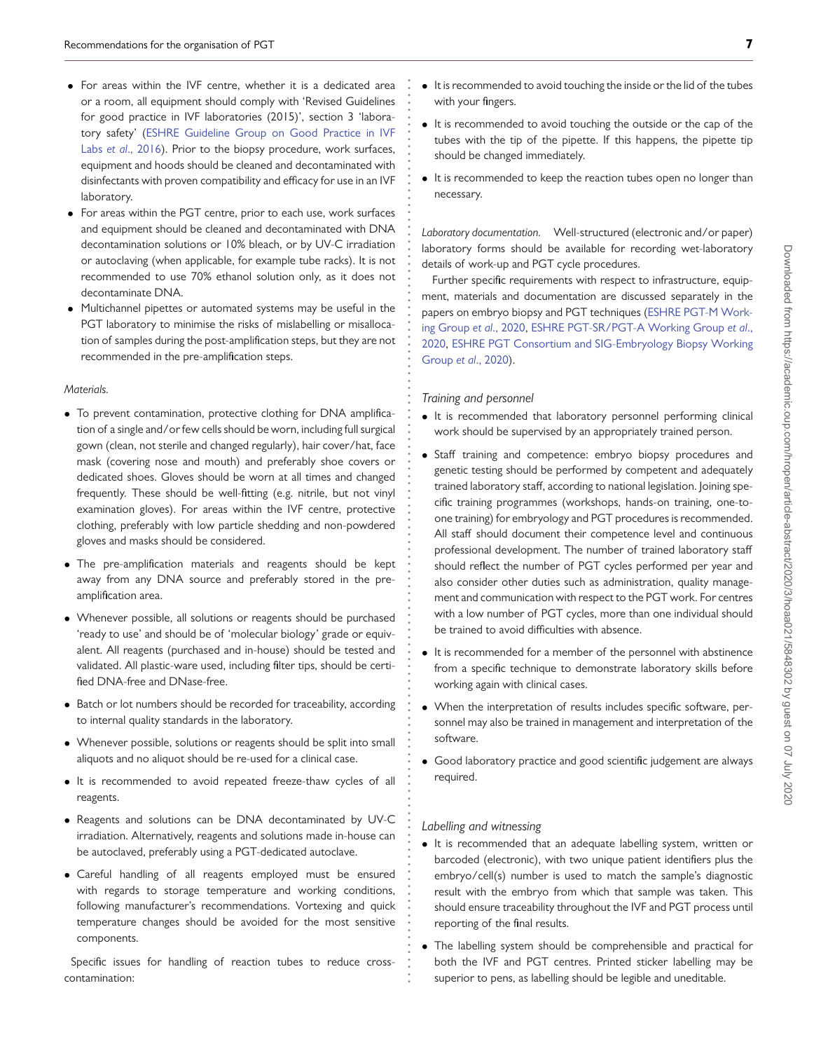- For areas within the IVF centre, whether it is a dedicated area or a room, all equipment should comply with 'Revised Guidelines for good practice in IVF laboratories (2015)', section 3 'laboratory safety' (ESHRE Guideline Group on Good Practice in IVF Labs *et al*., 2016). Prior to the biopsy procedure, work surfaces, equipment and hoods should be cleaned and decontaminated with disinfectants with proven compatibility and efficacy for use in an IVF laboratory.
- For areas within the PGT centre, prior to each use, work surfaces and equipment should be cleaned and decontaminated with DNA decontamination solutions or 10% bleach, or by UV-C irradiation or autoclaving (when applicable, for example tube racks). It is not recommended to use 70% ethanol solution only, as it does not decontaminate DNA.
- Multichannel pipettes or automated systems may be useful in the PGT laboratory to minimise the risks of mislabelling or misallocation of samples during the post-amplification steps, but they are not recommended in the pre-amplification steps.

*Materials.*

- To prevent contamination, protective clothing for DNA amplification of a single and/or few cells should be worn, including full surgical gown (clean, not sterile and changed regularly), hair cover/hat, face mask (covering nose and mouth) and preferably shoe covers or dedicated shoes. Gloves should be worn at all times and changed frequently. These should be well-fitting (e.g. nitrile, but not vinyl examination gloves). For areas within the IVF centre, protective clothing, preferably with low particle shedding and non-powdered gloves and masks should be considered.
- The pre-amplification materials and reagents should be kept away from any DNA source and preferably stored in the pre-amplification area.
- Whenever possible, all solutions or reagents should be purchased 'ready to use' and should be of 'molecular biology' grade or equivalent. All reagents (purchased and in-house) should be tested and validated. All plastic-ware used, including filter tips, should be certified DNA-free and DNase-free.
- Batch or lot numbers should be recorded for traceability, according to internal quality standards in the laboratory.
- Whenever possible, solutions or reagents should be split into small aliquots and no aliquot should be re-used for a clinical case.
- It is recommended to avoid repeated freeze-thaw cycles of all reagents.
- Reagents and solutions can be DNA decontaminated by UV-C irradiation. Alternatively, reagents and solutions made in-house can be autoclaved, preferably using a PGT-dedicated autoclave.
- Careful handling of all reagents employed must be ensured with regards to storage temperature and working conditions, following manufacturer's recommendations. Vortexing and quick temperature changes should be avoided for the most sensitive components.

Specific issues for handling of reaction tubes to reduce cross-contamination:

- It is recommended to avoid touching the inside or the lid of the tubes with your fingers.
- It is recommended to avoid touching the outside or the cap of the tubes with the tip of the pipette. If this happens, the pipette tip should be changed immediately.
- It is recommended to keep the reaction tubes open no longer than necessary.

*Laboratory documentation.* Well-structured (electronic and/or paper) laboratory forms should be available for recording wet-laboratory details of work-up and PGT cycle procedures.

Further specific requirements with respect to infrastructure, equipment, materials and documentation are discussed separately in the papers on embryo biopsy and PGT techniques (ESHRE PGT-M Working Group *et al*., 2020, ESHRE PGT-SR/PGT-A Working Group *et al*., 2020, ESHRE PGT Consortium and SIG-Embryology Biopsy Working Group *et al*., 2020).

### *Training and personnel*

- It is recommended that laboratory personnel performing clinical work should be supervised by an appropriately trained person.
- Staff training and competence: embryo biopsy procedures and genetic testing should be performed by competent and adequately trained laboratory staff, according to national legislation. Joining specific training programmes (workshops, hands-on training, one-to-one training) for embryology and PGT procedures is recommended. All staff should document their competence level and continuous professional development. The number of trained laboratory staff should reflect the number of PGT cycles performed per year and also consider other duties such as administration, quality management and communication with respect to the PGT work. For centres with a low number of PGT cycles, more than one individual should be trained to avoid difficulties with absence.
- It is recommended for a member of the personnel with abstinence from a specific technique to demonstrate laboratory skills before working again with clinical cases.
- When the interpretation of results includes specific software, personnel may also be trained in management and interpretation of the software.
- Good laboratory practice and good scientific judgement are always required.

### *Labelling and witnessing*

- It is recommended that an adequate labelling system, written or barcoded (electronic), with two unique patient identifiers plus the embryo/cell(s) number is used to match the sample's diagnostic result with the embryo from which that sample was taken. This should ensure traceability throughout the IVF and PGT process until reporting of the final results.
- The labelling system should be comprehensible and practical for both the IVF and PGT centres. Printed sticker labelling may be superior to pens, as labelling should be legible and uneditable.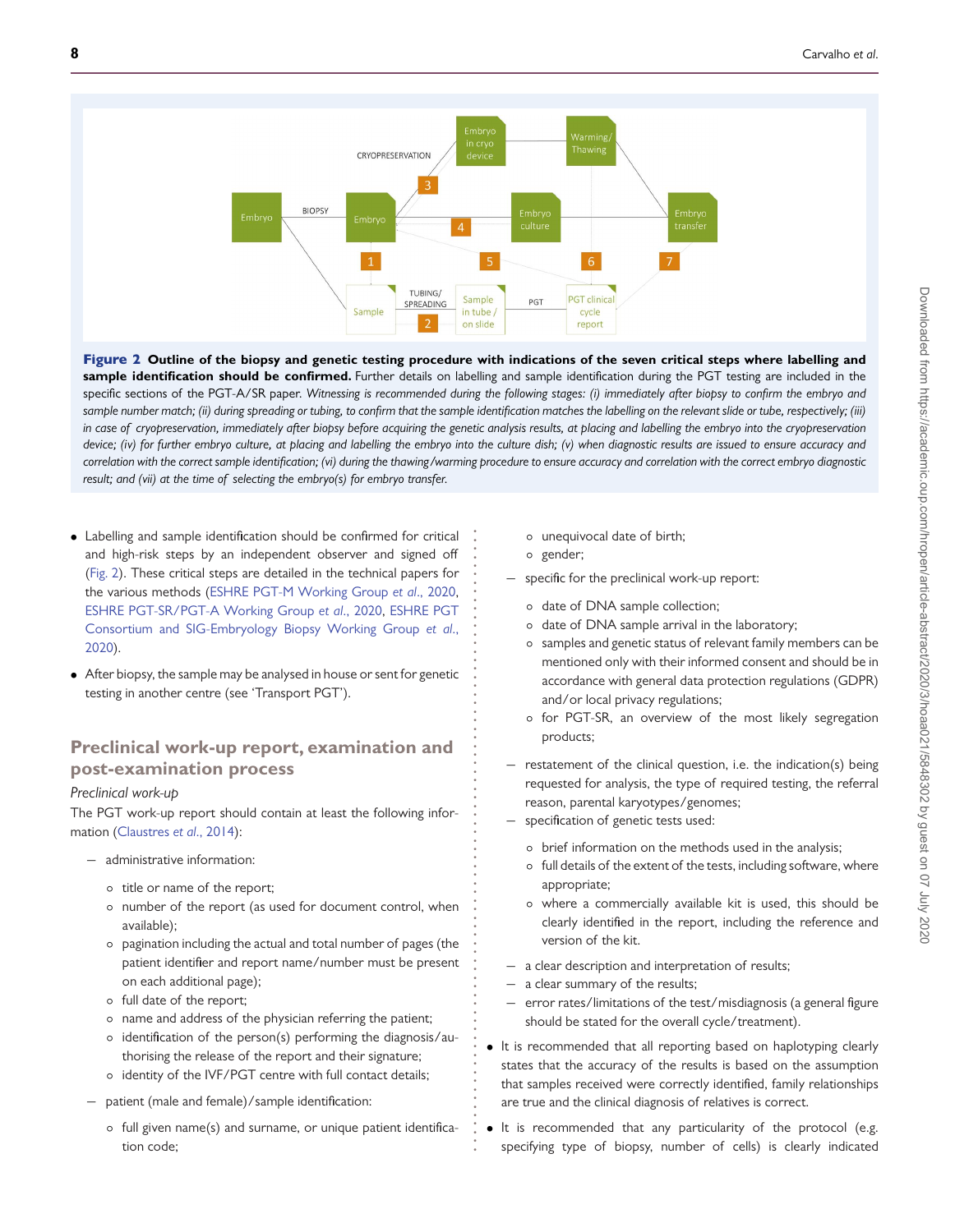**Figure 2 Outline of the biopsy and genetic testing procedure with indications of the seven critical steps where labelling and sample identification should be confirmed.** Further details on labelling and sample identification during the PGT testing are included in the specific sections of the PGT-A/SR paper. *Witnessing is recommended during the following stages: (i) immediately after biopsy to confirm the embryo and sample number match; (ii) during spreading or tubing, to confirm that the sample identification matches the labelling on the relevant slide or tube, respectively; (iii) in case of cryopreservation, immediately after biopsy before acquiring the genetic analysis results, at placing and labelling the embryo into the cryopreservation device; (iv) for further embryo culture, at placing and labelling the embryo into the culture dish; (v) when diagnostic results are issued to ensure accuracy and correlation with the correct sample identification; (vi) during the thawing/warming procedure to ensure accuracy and correlation with the correct embryo diagnostic result; and (vii) at the time of selecting the embryo(s) for embryo transfer.*

- Labelling and sample identification should be confirmed for critical and high-risk steps by an independent observer and signed off (Fig. 2). These critical steps are detailed in the technical papers for the various methods (ESHRE PGT-M Working Group *et al*., 2020, ESHRE PGT-SR/PGT-A Working Group *et al*., 2020, ESHRE PGT Consortium and SIG-Embryology Biopsy Working Group *et al*., 2020).
- After biopsy, the sample may be analysed in house or sent for genetic testing in another centre (see 'Transport PGT').

## Preclinical work-up report, examination and post-examination process

*Preclinical work-up*

The PGT work-up report should contain at least the following information (Claustres *et al*., 2014):

- administrative information:
  - title or name of the report;
  - number of the report (as used for document control, when available);
  - pagination including the actual and total number of pages (the patient identifier and report name/number must be present on each additional page);
  - full date of the report;
  - name and address of the physician referring the patient;
  - identification of the person(s) performing the diagnosis/authorising the release of the report and their signature;
  - identity of the IVF/PGT centre with full contact details;
- patient (male and female)/sample identification:
  - full given name(s) and surname, or unique patient identification code;
  - unequivocal date of birth;
  - gender;
- specific for the preclinical work-up report:
  - date of DNA sample collection;
  - date of DNA sample arrival in the laboratory;
  - samples and genetic status of relevant family members can be mentioned only with their informed consent and should be in accordance with general data protection regulations (GDPR) and/or local privacy regulations;
  - for PGT-SR, an overview of the most likely segregation products;
- restatement of the clinical question, i.e. the indication(s) being requested for analysis, the type of required testing, the referral reason, parental karyotypes/genomes;
- specification of genetic tests used:
  - brief information on the methods used in the analysis;
  - full details of the extent of the tests, including software, where appropriate;
  - where a commercially available kit is used, this should be clearly identified in the report, including the reference and version of the kit.
- a clear description and interpretation of results;
- a clear summary of the results;
- error rates/limitations of the test/misdiagnosis (a general figure should be stated for the overall cycle/treatment).

- It is recommended that all reporting based on haplotyping clearly states that the accuracy of the results is based on the assumption that samples received were correctly identified, family relationships are true and the clinical diagnosis of relatives is correct.
- It is recommended that any particularity of the protocol (e.g. specifying type of biopsy, number of cells) is clearly indicated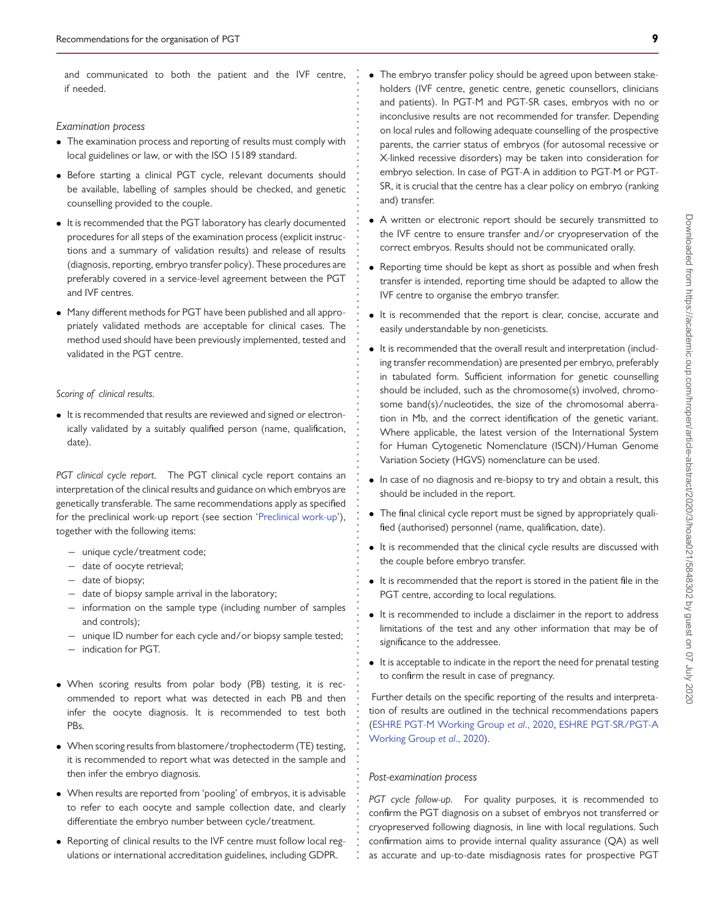and communicated to both the patient and the IVF centre, if needed.

*Examination process*

- The examination process and reporting of results must comply with local guidelines or law, or with the ISO 15189 standard.
- Before starting a clinical PGT cycle, relevant documents should be available, labelling of samples should be checked, and genetic counselling provided to the couple.
- It is recommended that the PGT laboratory has clearly documented procedures for all steps of the examination process (explicit instructions and a summary of validation results) and release of results (diagnosis, reporting, embryo transfer policy). These procedures are preferably covered in a service-level agreement between the PGT and IVF centres.
- Many different methods for PGT have been published and all appropriately validated methods are acceptable for clinical cases. The method used should have been previously implemented, tested and validated in the PGT centre.

*Scoring of clinical results.*

- It is recommended that results are reviewed and signed or electronically validated by a suitably qualified person (name, qualification, date).

*PGT clinical cycle report.* The PGT clinical cycle report contains an interpretation of the clinical results and guidance on which embryos are genetically transferable. The same recommendations apply as specified for the preclinical work-up report (see section 'Preclinical work-up'), together with the following items:

- unique cycle/treatment code;
- date of oocyte retrieval;
- date of biopsy;
- date of biopsy sample arrival in the laboratory;
- information on the sample type (including number of samples and controls);
- unique ID number for each cycle and/or biopsy sample tested;
- indication for PGT.

- When scoring results from polar body (PB) testing, it is recommended to report what was detected in each PB and then infer the oocyte diagnosis. It is recommended to test both PBs.
- When scoring results from blastomere/trophectoderm (TE) testing, it is recommended to report what was detected in the sample and then infer the embryo diagnosis.
- When results are reported from 'pooling' of embryos, it is advisable to refer to each oocyte and sample collection date, and clearly differentiate the embryo number between cycle/treatment.
- Reporting of clinical results to the IVF centre must follow local regulations or international accreditation guidelines, including GDPR.
- The embryo transfer policy should be agreed upon between stakeholders (IVF centre, genetic centre, genetic counsellors, clinicians and patients). In PGT-M and PGT-SR cases, embryos with no or inconclusive results are not recommended for transfer. Depending on local rules and following adequate counselling of the prospective parents, the carrier status of embryos (for autosomal recessive or X-linked recessive disorders) may be taken into consideration for embryo selection. In case of PGT-A in addition to PGT-M or PGT-SR, it is crucial that the centre has a clear policy on embryo (ranking and) transfer.
- A written or electronic report should be securely transmitted to the IVF centre to ensure transfer and/or cryopreservation of the correct embryos. Results should not be communicated orally.
- Reporting time should be kept as short as possible and when fresh transfer is intended, reporting time should be adapted to allow the IVF centre to organise the embryo transfer.
- It is recommended that the report is clear, concise, accurate and easily understandable by non-geneticists.
- It is recommended that the overall result and interpretation (including transfer recommendation) are presented per embryo, preferably in tabulated form. Sufficient information for genetic counselling should be included, such as the chromosome(s) involved, chromosome band(s)/nucleotides, the size of the chromosomal aberration in Mb, and the correct identification of the genetic variant. Where applicable, the latest version of the International System for Human Cytogenetic Nomenclature (ISCN)/Human Genome Variation Society (HGVS) nomenclature can be used.
- In case of no diagnosis and re-biopsy to try and obtain a result, this should be included in the report.
- The final clinical cycle report must be signed by appropriately qualified (authorised) personnel (name, qualification, date).
- It is recommended that the clinical cycle results are discussed with the couple before embryo transfer.
- It is recommended that the report is stored in the patient file in the PGT centre, according to local regulations.
- It is recommended to include a disclaimer in the report to address limitations of the test and any other information that may be of significance to the addressee.
- It is acceptable to indicate in the report the need for prenatal testing to confirm the result in case of pregnancy.

Further details on the specific reporting of the results and interpretation of results are outlined in the technical recommendations papers (ESHRE PGT-M Working Group *et al.*, 2020, ESHRE PGT-SR/PGT-A Working Group *et al.*, 2020).

*Post-examination process*

*PGT cycle follow-up.* For quality purposes, it is recommended to confirm the PGT diagnosis on a subset of embryos not transferred or cryopreserved following diagnosis, in line with local regulations. Such confirmation aims to provide internal quality assurance (QA) as well as accurate and up-to-date misdiagnosis rates for prospective PGT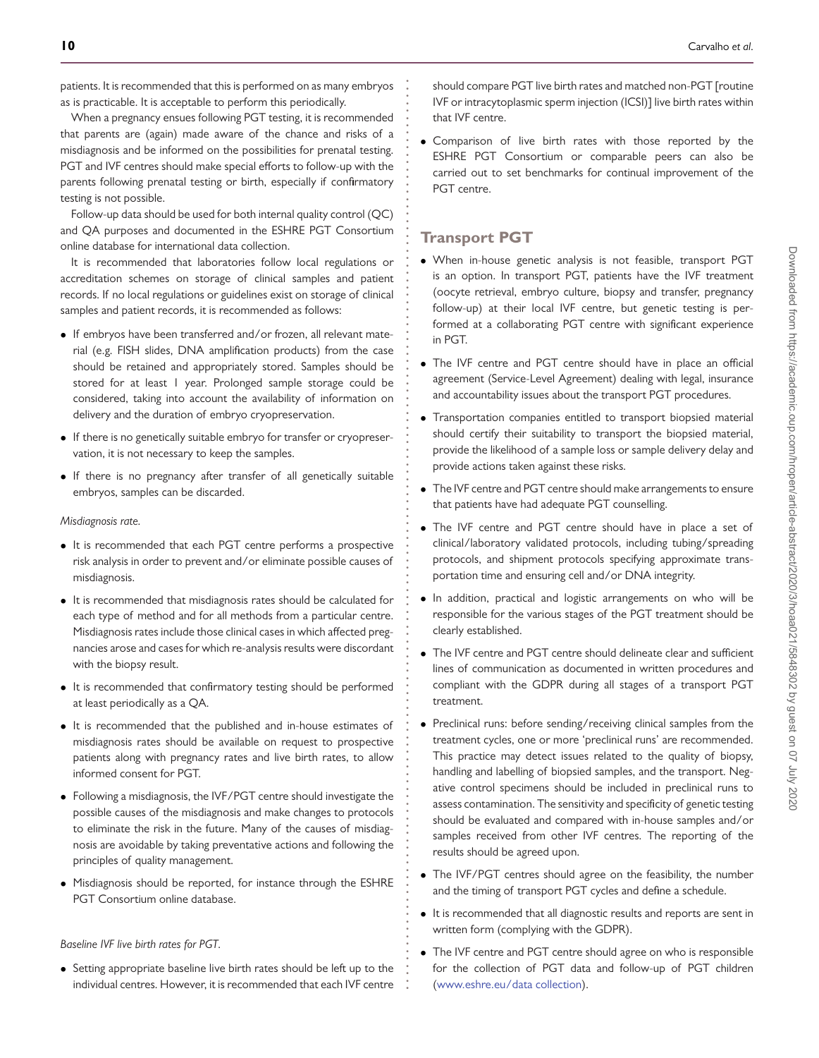patients. It is recommended that this is performed on as many embryos as is practicable. It is acceptable to perform this periodically.

When a pregnancy ensues following PGT testing, it is recommended that parents are (again) made aware of the chance and risks of a misdiagnosis and be informed on the possibilities for prenatal testing. PGT and IVF centres should make special efforts to follow-up with the parents following prenatal testing or birth, especially if confirmatory testing is not possible.

Follow-up data should be used for both internal quality control (QC) and QA purposes and documented in the ESHRE PGT Consortium online database for international data collection.

It is recommended that laboratories follow local regulations or accreditation schemes on storage of clinical samples and patient records. If no local regulations or guidelines exist on storage of clinical samples and patient records, it is recommended as follows:

- If embryos have been transferred and/or frozen, all relevant material (e.g. FISH slides, DNA amplification products) from the case should be retained and appropriately stored. Samples should be stored for at least 1 year. Prolonged sample storage could be considered, taking into account the availability of information on delivery and the duration of embryo cryopreservation.
- If there is no genetically suitable embryo for transfer or cryopreservation, it is not necessary to keep the samples.
- If there is no pregnancy after transfer of all genetically suitable embryos, samples can be discarded.

*Misdiagnosis rate.*

- It is recommended that each PGT centre performs a prospective risk analysis in order to prevent and/or eliminate possible causes of misdiagnosis.
- It is recommended that misdiagnosis rates should be calculated for each type of method and for all methods from a particular centre. Misdiagnosis rates include those clinical cases in which affected pregnancies arose and cases for which re-analysis results were discordant with the biopsy result.
- It is recommended that confirmatory testing should be performed at least periodically as a QA.
- It is recommended that the published and in-house estimates of misdiagnosis rates should be available on request to prospective patients along with pregnancy rates and live birth rates, to allow informed consent for PGT.
- Following a misdiagnosis, the IVF/PGT centre should investigate the possible causes of the misdiagnosis and make changes to protocols to eliminate the risk in the future. Many of the causes of misdiagnosis are avoidable by taking preventative actions and following the principles of quality management.
- Misdiagnosis should be reported, for instance through the ESHRE PGT Consortium online database.

*Baseline IVF live birth rates for PGT.*

- Setting appropriate baseline live birth rates should be left up to the individual centres. However, it is recommended that each IVF centre should compare PGT live birth rates and matched non-PGT [routine IVF or intracytoplasmic sperm injection (ICSI)] live birth rates within that IVF centre.
- Comparison of live birth rates with those reported by the ESHRE PGT Consortium or comparable peers can also be carried out to set benchmarks for continual improvement of the PGT centre.

## Transport PGT

- When in-house genetic analysis is not feasible, transport PGT is an option. In transport PGT, patients have the IVF treatment (oocyte retrieval, embryo culture, biopsy and transfer, pregnancy follow-up) at their local IVF centre, but genetic testing is performed at a collaborating PGT centre with significant experience in PGT.
- The IVF centre and PGT centre should have in place an official agreement (Service-Level Agreement) dealing with legal, insurance and accountability issues about the transport PGT procedures.
- Transportation companies entitled to transport biopsied material should certify their suitability to transport the biopsied material, provide the likelihood of a sample loss or sample delivery delay and provide actions taken against these risks.
- The IVF centre and PGT centre should make arrangements to ensure that patients have had adequate PGT counselling.
- The IVF centre and PGT centre should have in place a set of clinical/laboratory validated protocols, including tubing/spreading protocols, and shipment protocols specifying approximate transportation time and ensuring cell and/or DNA integrity.
- In addition, practical and logistic arrangements on who will be responsible for the various stages of the PGT treatment should be clearly established.
- The IVF centre and PGT centre should delineate clear and sufficient lines of communication as documented in written procedures and compliant with the GDPR during all stages of a transport PGT treatment.
- Preclinical runs: before sending/receiving clinical samples from the treatment cycles, one or more 'preclinical runs' are recommended. This practice may detect issues related to the quality of biopsy, handling and labelling of biopsied samples, and the transport. Negative control specimens should be included in preclinical runs to assess contamination. The sensitivity and specificity of genetic testing should be evaluated and compared with in-house samples and/or samples received from other IVF centres. The reporting of the results should be agreed upon.
- The IVF/PGT centres should agree on the feasibility, the number and the timing of transport PGT cycles and define a schedule.
- It is recommended that all diagnostic results and reports are sent in written form (complying with the GDPR).
- The IVF centre and PGT centre should agree on who is responsible for the collection of PGT data and follow-up of PGT children (www.eshre.eu/data collection).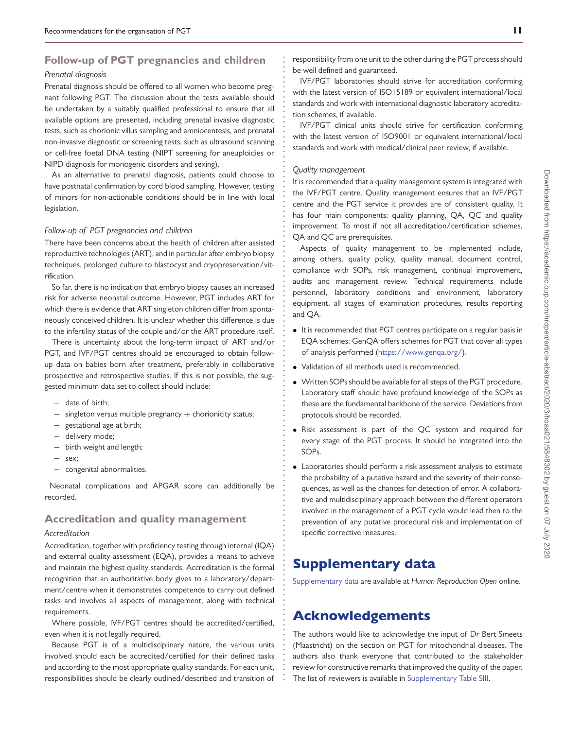## Follow-up of PGT pregnancies and children

### *Prenatal diagnosis*

Prenatal diagnosis should be offered to all women who become pregnant following PGT. The discussion about the tests available should be undertaken by a suitably qualified professional to ensure that all available options are presented, including prenatal invasive diagnostic tests, such as chorionic villus sampling and amniocentesis, and prenatal non-invasive diagnostic or screening tests, such as ultrasound scanning or cell-free foetal DNA testing (NIPT screening for aneuploidies or NIPD diagnosis for monogenic disorders and sexing).

As an alternative to prenatal diagnosis, patients could choose to have postnatal confirmation by cord blood sampling. However, testing of minors for non-actionable conditions should be in line with local legislation.

### *Follow-up of PGT pregnancies and children*

There have been concerns about the health of children after assisted reproductive technologies (ART), and in particular after embryo biopsy techniques, prolonged culture to blastocyst and cryopreservation/vitrification.

So far, there is no indication that embryo biopsy causes an increased risk for adverse neonatal outcome. However, PGT includes ART for which there is evidence that ART singleton children differ from spontaneously conceived children. It is unclear whether this difference is due to the infertility status of the couple and/or the ART procedure itself.

There is uncertainty about the long-term impact of ART and/or PGT, and IVF/PGT centres should be encouraged to obtain follow-up data on babies born after treatment, preferably in collaborative prospective and retrospective studies. If this is not possible, the suggested minimum data set to collect should include:

- date of birth;
- singleton versus multiple pregnancy + chorionicity status;
- gestational age at birth;
- delivery mode;
- birth weight and length;
- sex;
- congenital abnormalities.

Neonatal complications and APGAR score can additionally be recorded.

## Accreditation and quality management

### *Accreditation*

Accreditation, together with proficiency testing through internal (IQA) and external quality assessment (EQA), provides a means to achieve and maintain the highest quality standards. Accreditation is the formal recognition that an authoritative body gives to a laboratory/department/centre when it demonstrates competence to carry out defined tasks and involves all aspects of management, along with technical requirements.

Where possible, IVF/PGT centres should be accredited/certified, even when it is not legally required.

Because PGT is of a multidisciplinary nature, the various units involved should each be accredited/certified for their defined tasks and according to the most appropriate quality standards. For each unit, responsibilities should be clearly outlined/described and transition of responsibility from one unit to the other during the PGT process should be well defined and guaranteed.

IVF/PGT laboratories should strive for accreditation conforming with the latest version of ISO15189 or equivalent international/local standards and work with international diagnostic laboratory accreditation schemes, if available.

IVF/PGT clinical units should strive for certification conforming with the latest version of ISO9001 or equivalent international/local standards and work with medical/clinical peer review, if available.

### *Quality management*

It is recommended that a quality management system is integrated with the IVF/PGT centre. Quality management ensures that an IVF/PGT centre and the PGT service it provides are of consistent quality. It has four main components: quality planning, QA, QC and quality improvement. To most if not all accreditation/certification schemes, QA and QC are prerequisites.

Aspects of quality management to be implemented include, among others, quality policy, quality manual, document control, compliance with SOPs, risk management, continual improvement, audits and management review. Technical requirements include personnel, laboratory conditions and environment, laboratory equipment, all stages of examination procedures, results reporting and QA.

- It is recommended that PGT centres participate on a regular basis in EQA schemes; GenQA offers schemes for PGT that cover all types of analysis performed (https://www.genqa.org/).
- Validation of all methods used is recommended.
- Written SOPs should be available for all steps of the PGT procedure. Laboratory staff should have profound knowledge of the SOPs as these are the fundamental backbone of the service. Deviations from protocols should be recorded.
- Risk assessment is part of the QC system and required for every stage of the PGT process. It should be integrated into the SOPs.
- Laboratories should perform a risk assessment analysis to estimate the probability of a putative hazard and the severity of their consequences, as well as the chances for detection of error. A collaborative and multidisciplinary approach between the different operators involved in the management of a PGT cycle would lead then to the prevention of any putative procedural risk and implementation of specific corrective measures.

# Supplementary data

Supplementary data are available at *Human Reproduction Open* online.

# Acknowledgements

The authors would like to acknowledge the input of Dr Bert Smeets (Maastricht) on the section on PGT for mitochondrial diseases. The authors also thank everyone that contributed to the stakeholder review for constructive remarks that improved the quality of the paper. The list of reviewers is available in Supplementary Table SIII.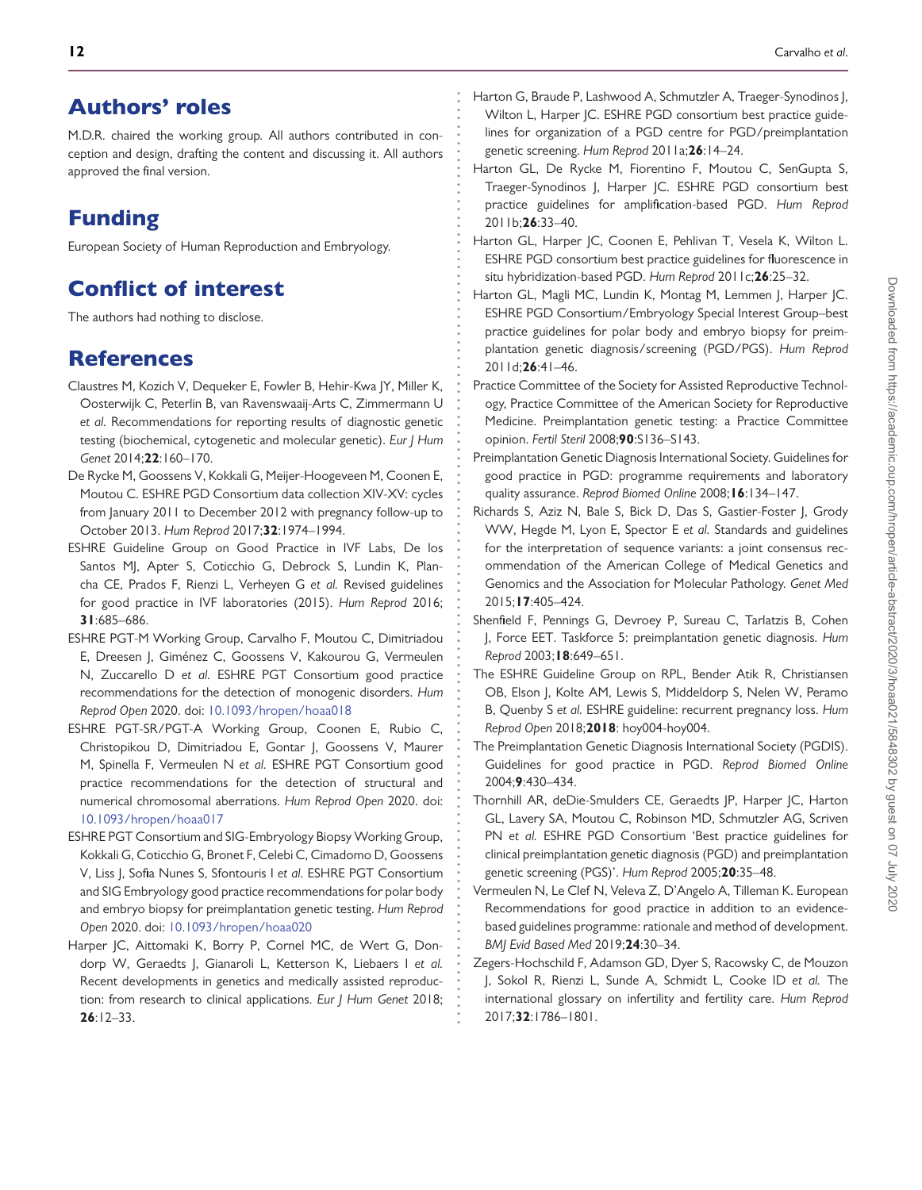## Authors' roles

M.D.R. chaired the working group. All authors contributed in conception and design, drafting the content and discussing it. All authors approved the final version.

## Funding

European Society of Human Reproduction and Embryology.

## Conflict of interest

The authors had nothing to disclose.

## References

Claustres M, Kozich V, Dequeker E, Fowler B, Hehir-Kwa JY, Miller K, Oosterwijk C, Peterlin B, van Ravenswaaij-Arts C, Zimmermann U *et al.* Recommendations for reporting results of diagnostic genetic testing (biochemical, cytogenetic and molecular genetic). *Eur J Hum Genet* 2014;**22**:160–170.

De Rycke M, Goossens V, Kokkali G, Meijer-Hoogeveen M, Coonen E, Moutou C. ESHRE PGD Consortium data collection XIV-XV: cycles from January 2011 to December 2012 with pregnancy follow-up to October 2013. *Hum Reprod* 2017;**32**:1974–1994.

ESHRE Guideline Group on Good Practice in IVF Labs, De los Santos MJ, Apter S, Coticchio G, Debrock S, Lundin K, Plancha CE, Prados F, Rienzi L, Verheyen G *et al.* Revised guidelines for good practice in IVF laboratories (2015). *Hum Reprod* 2016; **31**:685–686.

ESHRE PGT-M Working Group, Carvalho F, Moutou C, Dimitriadou E, Dreesen J, Giménez C, Goossens V, Kakourou G, Vermeulen N, Zuccarello D *et al.* ESHRE PGT Consortium good practice recommendations for the detection of monogenic disorders. *Hum Reprod Open* 2020. doi: 10.1093/hropen/hoaa018

ESHRE PGT-SR/PGT-A Working Group, Coonen E, Rubio C, Christopikou D, Dimitriadou E, Gontar J, Goossens V, Maurer M, Spinella F, Vermeulen N *et al.* ESHRE PGT Consortium good practice recommendations for the detection of structural and numerical chromosomal aberrations. *Hum Reprod Open* 2020. doi: 10.1093/hropen/hoaa017

ESHRE PGT Consortium and SIG-Embryology Biopsy Working Group, Kokkali G, Coticchio G, Bronet F, Celebi C, Cimadomo D, Goossens V, Liss J, Sofia Nunes S, Sfontouris I *et al.* ESHRE PGT Consortium and SIG Embryology good practice recommendations for polar body and embryo biopsy for preimplantation genetic testing. *Hum Reprod Open* 2020. doi: 10.1093/hropen/hoaa020

Harper JC, Aittomaki K, Borry P, Cornel MC, de Wert G, Dondorp W, Geraedts J, Gianaroli L, Ketterson K, Liebaers I *et al.* Recent developments in genetics and medically assisted reproduction: from research to clinical applications. *Eur J Hum Genet* 2018; **26**:12–33.

Harton G, Braude P, Lashwood A, Schmutzler A, Traeger-Synodinos J, Wilton L, Harper JC. ESHRE PGD consortium best practice guidelines for organization of a PGD centre for PGD/preimplantation genetic screening. *Hum Reprod* 2011a;**26**:14–24.

Harton GL, De Rycke M, Fiorentino F, Moutou C, SenGupta S, Traeger-Synodinos J, Harper JC. ESHRE PGD consortium best practice guidelines for amplification-based PGD. *Hum Reprod* 2011b;**26**:33–40.

Harton GL, Harper JC, Coonen E, Pehlivan T, Vesela K, Wilton L. ESHRE PGD consortium best practice guidelines for fluorescence in situ hybridization-based PGD. *Hum Reprod* 2011c;**26**:25–32.

Harton GL, Magli MC, Lundin K, Montag M, Lemmen J, Harper JC. ESHRE PGD Consortium/Embryology Special Interest Group–best practice guidelines for polar body and embryo biopsy for preimplantation genetic diagnosis/screening (PGD/PGS). *Hum Reprod* 2011d;**26**:41–46.

Practice Committee of the Society for Assisted Reproductive Technology, Practice Committee of the American Society for Reproductive Medicine. Preimplantation genetic testing: a Practice Committee opinion. *Fertil Steril* 2008;**90**:S136–S143.

Preimplantation Genetic Diagnosis International Society. Guidelines for good practice in PGD: programme requirements and laboratory quality assurance. *Reprod Biomed Online* 2008;**16**:134–147.

Richards S, Aziz N, Bale S, Bick D, Das S, Gastier-Foster J, Grody WW, Hegde M, Lyon E, Spector E *et al.* Standards and guidelines for the interpretation of sequence variants: a joint consensus recommendation of the American College of Medical Genetics and Genomics and the Association for Molecular Pathology. *Genet Med* 2015;**17**:405–424.

Shenfield F, Pennings G, Devroey P, Sureau C, Tarlatzis B, Cohen J, Force EET. Taskforce 5: preimplantation genetic diagnosis. *Hum Reprod* 2003;**18**:649–651.

The ESHRE Guideline Group on RPL, Bender Atik R, Christiansen OB, Elson J, Kolte AM, Lewis S, Middeldorp S, Nelen W, Peramo B, Quenby S *et al.* ESHRE guideline: recurrent pregnancy loss. *Hum Reprod Open* 2018;**2018**: hoy004-hoy004.

The Preimplantation Genetic Diagnosis International Society (PGDIS). Guidelines for good practice in PGD. *Reprod Biomed Online* 2004;**9**:430–434.

Thornhill AR, deDie-Smulders CE, Geraedts JP, Harper JC, Harton GL, Lavery SA, Moutou C, Robinson MD, Schmutzler AG, Scriven PN *et al.* ESHRE PGD Consortium 'Best practice guidelines for clinical preimplantation genetic diagnosis (PGD) and preimplantation genetic screening (PGS)'. *Hum Reprod* 2005;**20**:35–48.

Vermeulen N, Le Clef N, Veleva Z, D'Angelo A, Tilleman K. European Recommendations for good practice in addition to an evidence-based guidelines programme: rationale and method of development. *BMJ Evid Based Med* 2019;**24**:30–34.

Zegers-Hochschild F, Adamson GD, Dyer S, Racowsky C, de Mouzon J, Sokol R, Rienzi L, Sunde A, Schmidt L, Cooke ID *et al.* The international glossary on infertility and fertility care. *Hum Reprod* 2017;**32**:1786–1801.